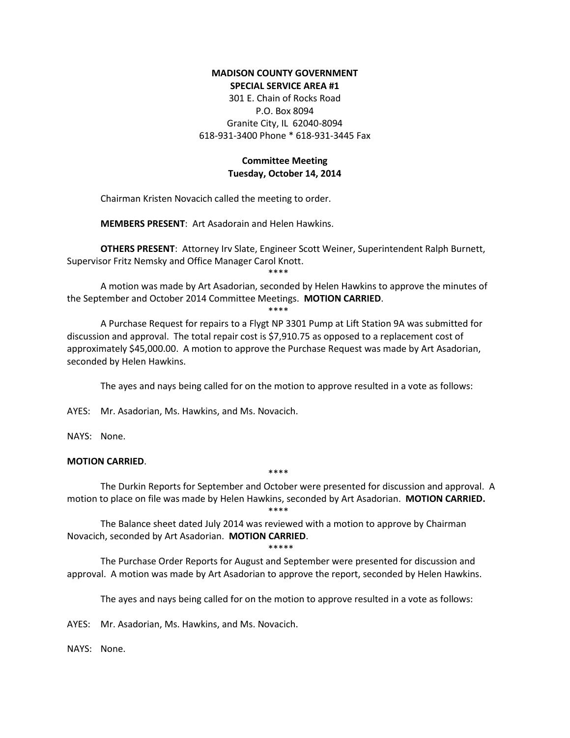**MADISON COUNTY GOVERNMENT**
**SPECIAL SERVICE AREA #1**
301 E. Chain of Rocks Road
P.O. Box 8094
Granite City, IL 62040-8094
618-931-3400 Phone * 618-931-3445 Fax

**Committee Meeting**
**Tuesday, October 14, 2014**

Chairman Kristen Novacich called the meeting to order.

**MEMBERS PRESENT**: Art Asadorain and Helen Hawkins.

**OTHERS PRESENT**: Attorney Irv Slate, Engineer Scott Weiner, Superintendent Ralph Burnett, Supervisor Fritz Nemsky and Office Manager Carol Knott.

****

A motion was made by Art Asadorian, seconded by Helen Hawkins to approve the minutes of the September and October 2014 Committee Meetings. **MOTION CARRIED**.

****

A Purchase Request for repairs to a Flygt NP 3301 Pump at Lift Station 9A was submitted for discussion and approval. The total repair cost is $7,910.75 as opposed to a replacement cost of approximately $45,000.00. A motion to approve the Purchase Request was made by Art Asadorian, seconded by Helen Hawkins.

The ayes and nays being called for on the motion to approve resulted in a vote as follows:

AYES: Mr. Asadorian, Ms. Hawkins, and Ms. Novacich.

NAYS: None.

**MOTION CARRIED**.

****

The Durkin Reports for September and October were presented for discussion and approval. A motion to place on file was made by Helen Hawkins, seconded by Art Asadorian. **MOTION CARRIED.**

****

The Balance sheet dated July 2014 was reviewed with a motion to approve by Chairman Novacich, seconded by Art Asadorian. **MOTION CARRIED**.

*****

The Purchase Order Reports for August and September were presented for discussion and approval. A motion was made by Art Asadorian to approve the report, seconded by Helen Hawkins.

The ayes and nays being called for on the motion to approve resulted in a vote as follows:

AYES: Mr. Asadorian, Ms. Hawkins, and Ms. Novacich.

NAYS: None.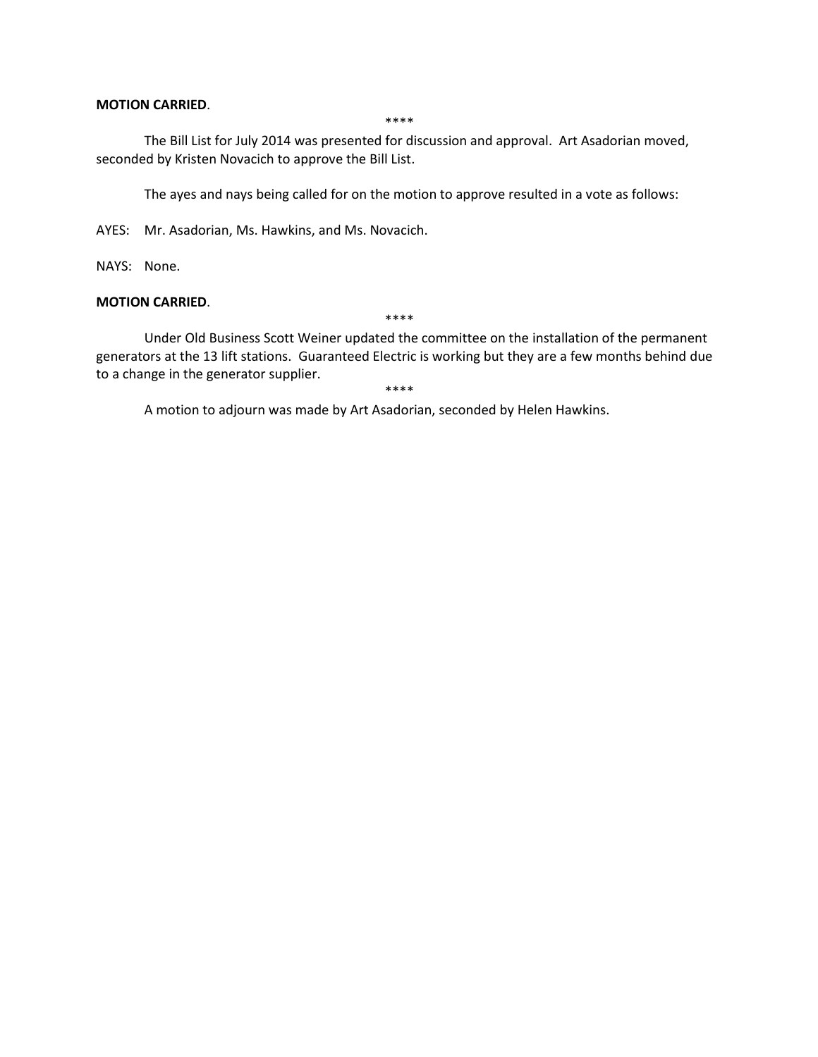**MOTION CARRIED**.

****

The Bill List for July 2014 was presented for discussion and approval. Art Asadorian moved, seconded by Kristen Novacich to approve the Bill List.

The ayes and nays being called for on the motion to approve resulted in a vote as follows:

AYES: Mr. Asadorian, Ms. Hawkins, and Ms. Novacich.

NAYS: None.

**MOTION CARRIED**.

****

Under Old Business Scott Weiner updated the committee on the installation of the permanent generators at the 13 lift stations. Guaranteed Electric is working but they are a few months behind due to a change in the generator supplier.

****

A motion to adjourn was made by Art Asadorian, seconded by Helen Hawkins.